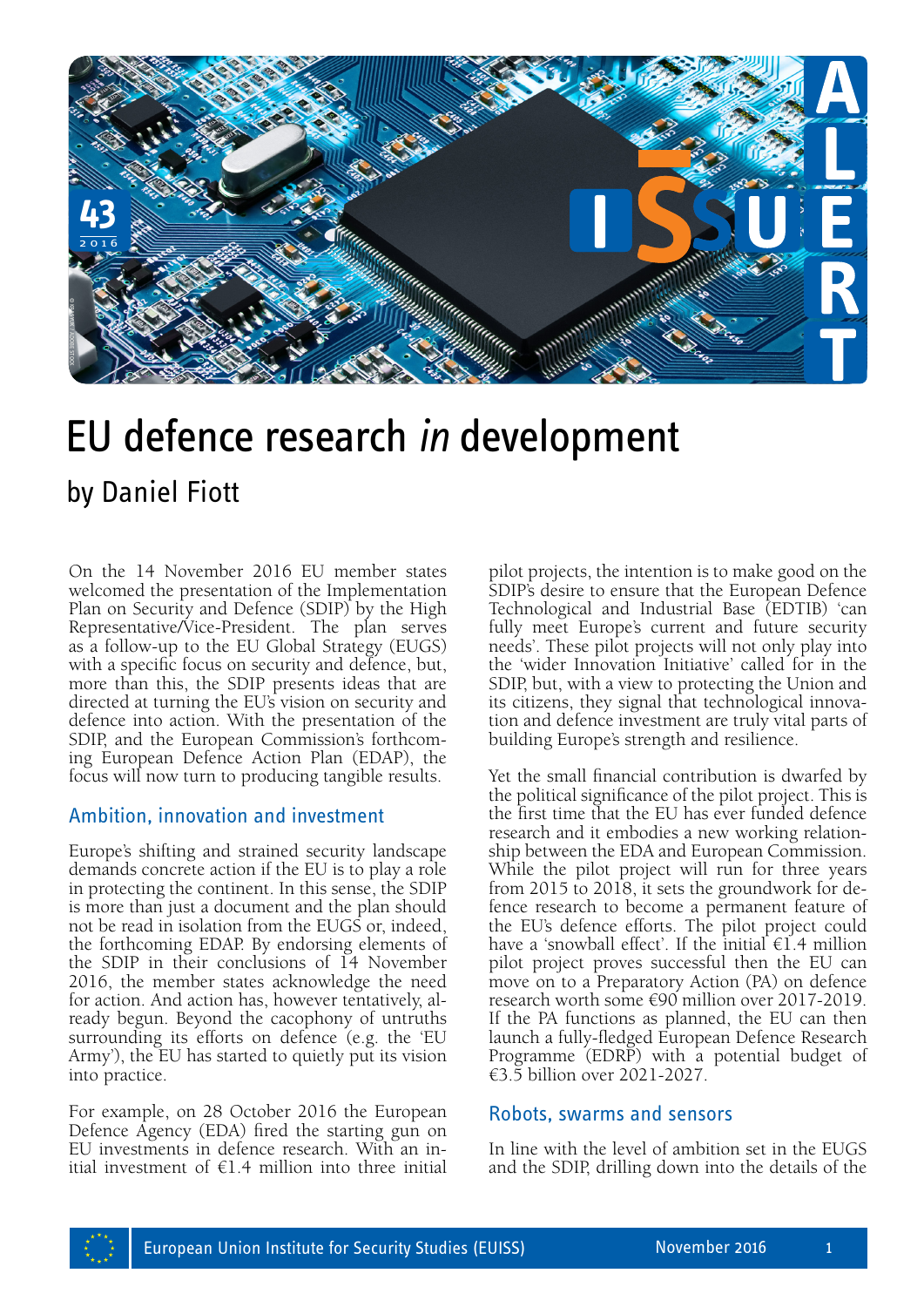# EU defence research *in* development

## by Daniel Fiott

On the 14 November 2016 EU member states welcomed the presentation of the Implementation Plan on Security and Defence (SDIP) by the High Representative/Vice-President. The plan serves as a follow-up to the EU Global Strategy (EUGS) with a specific focus on security and defence, but, more than this, the SDIP presents ideas that are directed at turning the EU's vision on security and defence into action. With the presentation of the SDIP, and the European Commission's forthcoming European Defence Action Plan (EDAP), the focus will now turn to producing tangible results.

### Ambition, innovation and investment

Europe's shifting and strained security landscape demands concrete action if the EU is to play a role in protecting the continent. In this sense, the SDIP is more than just a document and the plan should not be read in isolation from the EUGS or, indeed, the forthcoming EDAP. By endorsing elements of the SDIP in their conclusions of 14 November 2016, the member states acknowledge the need for action. And action has, however tentatively, already begun. Beyond the cacophony of untruths surrounding its efforts on defence (e.g. the 'EU Army'), the EU has started to quietly put its vision into practice.

For example, on 28 October 2016 the European Defence Agency (EDA) fired the starting gun on EU investments in defence research. With an initial investment of €1.4 million into three initial pilot projects, the intention is to make good on the SDIP's desire to ensure that the European Defence Technological and Industrial Base (EDTIB) 'can fully meet Europe's current and future security needs'. These pilot projects will not only play into the 'wider Innovation Initiative' called for in the SDIP, but, with a view to protecting the Union and its citizens, they signal that technological innovation and defence investment are truly vital parts of building Europe's strength and resilience.

Yet the small financial contribution is dwarfed by the political significance of the pilot project. This is the first time that the EU has ever funded defence research and it embodies a new working relationship between the EDA and European Commission. While the pilot project will run for three years from 2015 to 2018, it sets the groundwork for defence research to become a permanent feature of the EU's defence efforts. The pilot project could have a 'snowball effect'. If the initial €1.4 million pilot project proves successful then the EU can move on to a Preparatory Action (PA) on defence research worth some €90 million over 2017-2019. If the PA functions as planned, the EU can then launch a fully-fledged European Defence Research Programme (EDRP) with a potential budget of €3.5 billion over 2021-2027.

### Robots, swarms and sensors

In line with the level of ambition set in the EUGS and the SDIP, drilling down into the details of the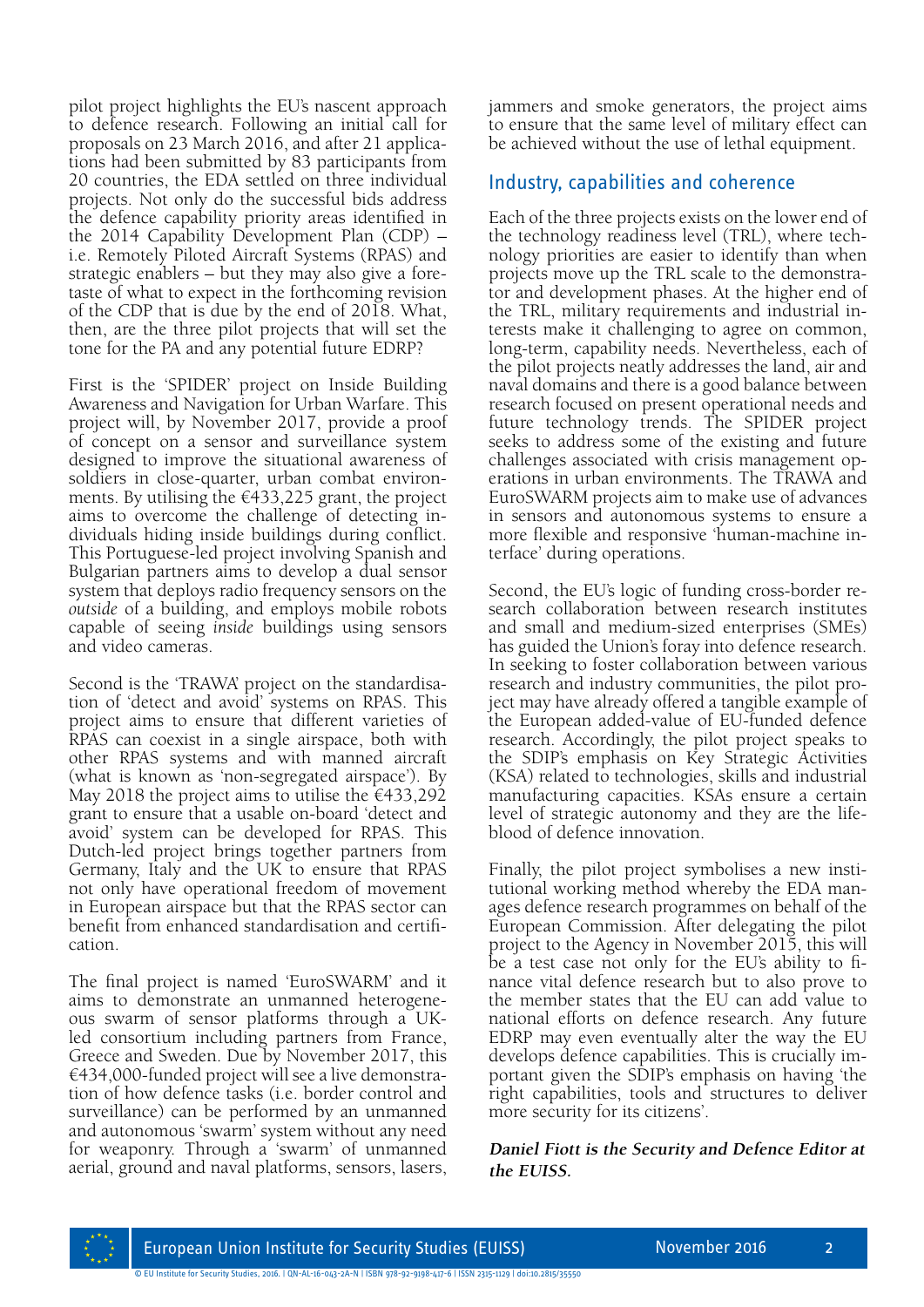pilot project highlights the EU's nascent approach to defence research. Following an initial call for proposals on 23 March 2016, and after 21 applications had been submitted by 83 participants from 20 countries, the EDA settled on three individual projects. Not only do the successful bids address the defence capability priority areas identified in the 2014 Capability Development Plan (CDP) – i.e. Remotely Piloted Aircraft Systems (RPAS) and strategic enablers – but they may also give a foretaste of what to expect in the forthcoming revision of the CDP that is due by the end of 2018. What, then, are the three pilot projects that will set the tone for the PA and any potential future EDRP?

First is the 'SPIDER' project on Inside Building Awareness and Navigation for Urban Warfare. This project will, by November 2017, provide a proof of concept on a sensor and surveillance system designed to improve the situational awareness of soldiers in close-quarter, urban combat environments. By utilising the €433,225 grant, the project aims to overcome the challenge of detecting individuals hiding inside buildings during conflict. This Portuguese-led project involving Spanish and Bulgarian partners aims to develop a dual sensor system that deploys radio frequency sensors on the *outside* of a building, and employs mobile robots capable of seeing *inside* buildings using sensors and video cameras.

Second is the 'TRAWA' project on the standardisation of 'detect and avoid' systems on RPAS. This project aims to ensure that different varieties of RPAS can coexist in a single airspace, both with other RPAS systems and with manned aircraft (what is known as 'non-segregated airspace'). By May 2018 the project aims to utilise the €433,292 grant to ensure that a usable on-board 'detect and avoid' system can be developed for RPAS. This Dutch-led project brings together partners from Germany, Italy and the UK to ensure that RPAS not only have operational freedom of movement in European airspace but that the RPAS sector can benefit from enhanced standardisation and certification.

The final project is named 'EuroSWARM' and it aims to demonstrate an unmanned heterogeneous swarm of sensor platforms through a UK-led consortium including partners from France, Greece and Sweden. Due by November 2017, this €434,000-funded project will see a live demonstration of how defence tasks (i.e. border control and surveillance) can be performed by an unmanned and autonomous 'swarm' system without any need for weaponry. Through a 'swarm' of unmanned aerial, ground and naval platforms, sensors, lasers, jammers and smoke generators, the project aims to ensure that the same level of military effect can be achieved without the use of lethal equipment.

## Industry, capabilities and coherence

Each of the three projects exists on the lower end of the technology readiness level (TRL), where technology priorities are easier to identify than when projects move up the TRL scale to the demonstrator and development phases. At the higher end of the TRL, military requirements and industrial interests make it challenging to agree on common, long-term, capability needs. Nevertheless, each of the pilot projects neatly addresses the land, air and naval domains and there is a good balance between research focused on present operational needs and future technology trends. The SPIDER project seeks to address some of the existing and future challenges associated with crisis management operations in urban environments. The TRAWA and EuroSWARM projects aim to make use of advances in sensors and autonomous systems to ensure a more flexible and responsive 'human-machine interface' during operations.

Second, the EU's logic of funding cross-border research collaboration between research institutes and small and medium-sized enterprises (SMEs) has guided the Union's foray into defence research. In seeking to foster collaboration between various research and industry communities, the pilot project may have already offered a tangible example of the European added-value of EU-funded defence research. Accordingly, the pilot project speaks to the SDIP's emphasis on Key Strategic Activities (KSA) related to technologies, skills and industrial manufacturing capacities. KSAs ensure a certain level of strategic autonomy and they are the lifeblood of defence innovation.

Finally, the pilot project symbolises a new institutional working method whereby the EDA manages defence research programmes on behalf of the European Commission. After delegating the pilot project to the Agency in November 2015, this will be a test case not only for the EU's ability to finance vital defence research but to also prove to the member states that the EU can add value to national efforts on defence research. Any future EDRP may even eventually alter the way the EU develops defence capabilities. This is crucially important given the SDIP's emphasis on having 'the right capabilities, tools and structures to deliver more security for its citizens'.

***Daniel Fiott is the Security and Defence Editor at the EUISS.***

© EU Institute for Security Studies, 2016. | QN-AL-16-043-2A-N | ISBN 978-92-9198-417-6 | ISSN 2315-1129 | doi:10.2815/35550